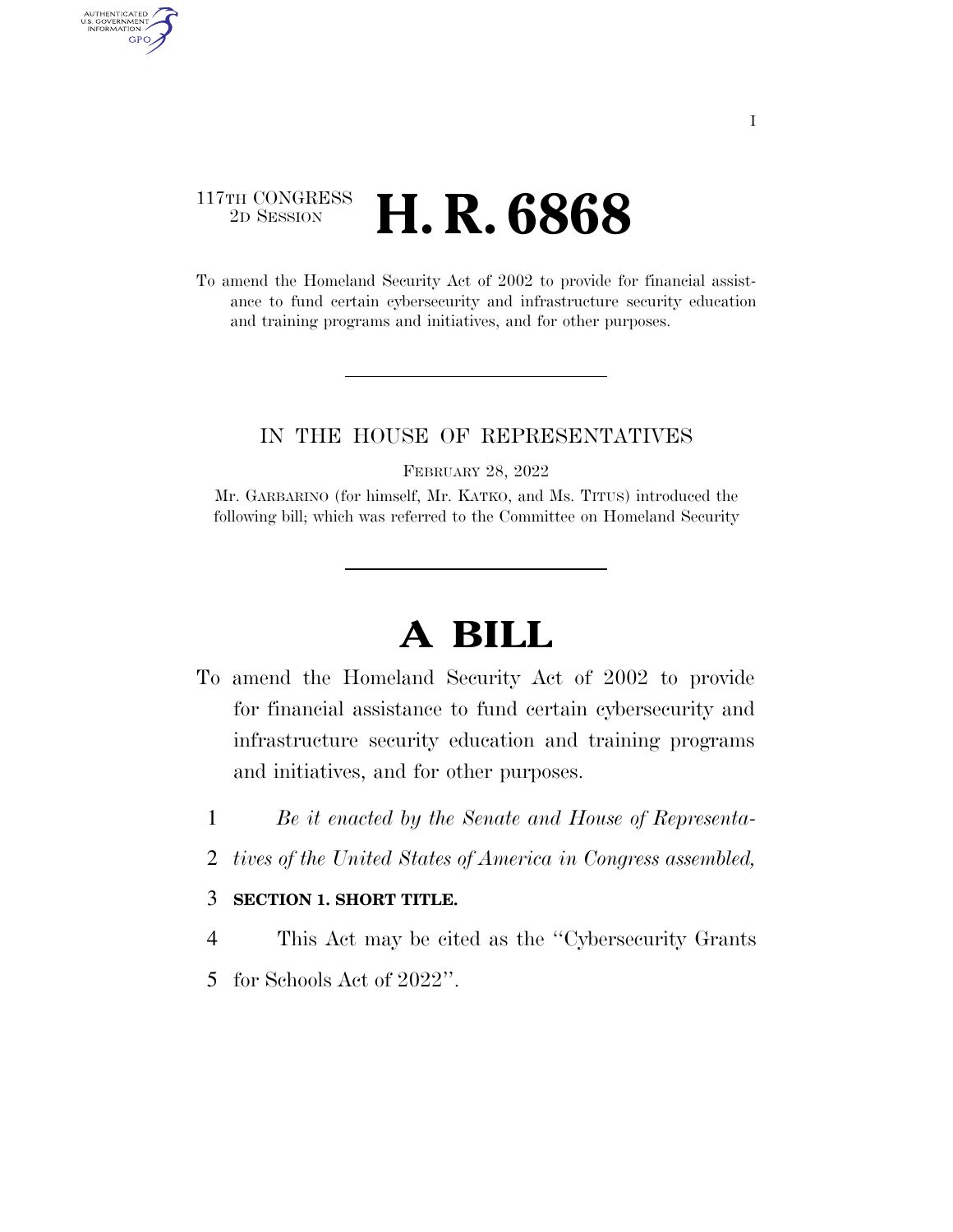117TH CONGRESS
2D SESSION

# H. R. 6868

To amend the Homeland Security Act of 2002 to provide for financial assistance to fund certain cybersecurity and infrastructure security education and training programs and initiatives, and for other purposes.

IN THE HOUSE OF REPRESENTATIVES

FEBRUARY 28, 2022

Mr. GARBARINO (for himself, Mr. KATKO, and Ms. TITUS) introduced the following bill; which was referred to the Committee on Homeland Security

# A BILL

To amend the Homeland Security Act of 2002 to provide for financial assistance to fund certain cybersecurity and infrastructure security education and training programs and initiatives, and for other purposes.

1 *Be it enacted by the Senate and House of Representa-*
2 *tives of the United States of America in Congress assembled,*

3 **SECTION 1. SHORT TITLE.**

4 This Act may be cited as the ''Cybersecurity Grants
5 for Schools Act of 2022''.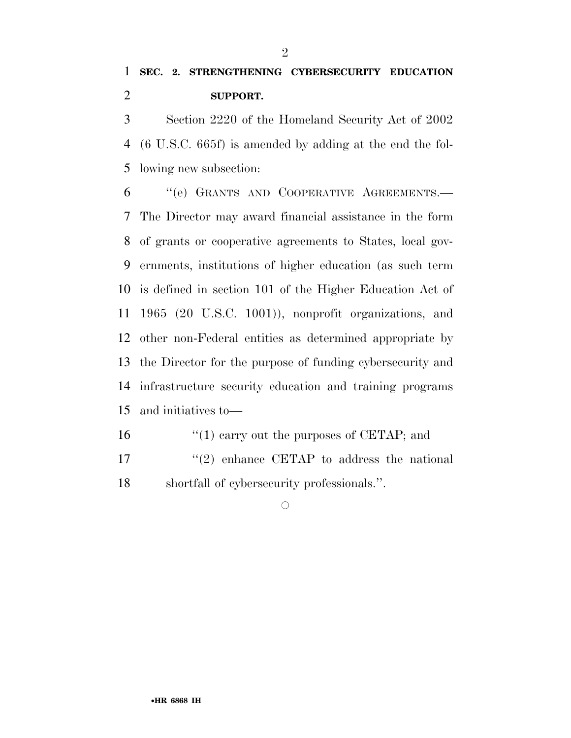**SEC. 2. STRENGTHENING CYBERSECURITY EDUCATION SUPPORT.**

Section 2220 of the Homeland Security Act of 2002 (6 U.S.C. 665f) is amended by adding at the end the following new subsection:

"(e) GRANTS AND COOPERATIVE AGREEMENTS.— The Director may award financial assistance in the form of grants or cooperative agreements to States, local governments, institutions of higher education (as such term is defined in section 101 of the Higher Education Act of 1965 (20 U.S.C. 1001)), nonprofit organizations, and other non-Federal entities as determined appropriate by the Director for the purpose of funding cybersecurity and infrastructure security education and training programs and initiatives to—

"(1) carry out the purposes of CETAP; and

"(2) enhance CETAP to address the national shortfall of cybersecurity professionals.".

○